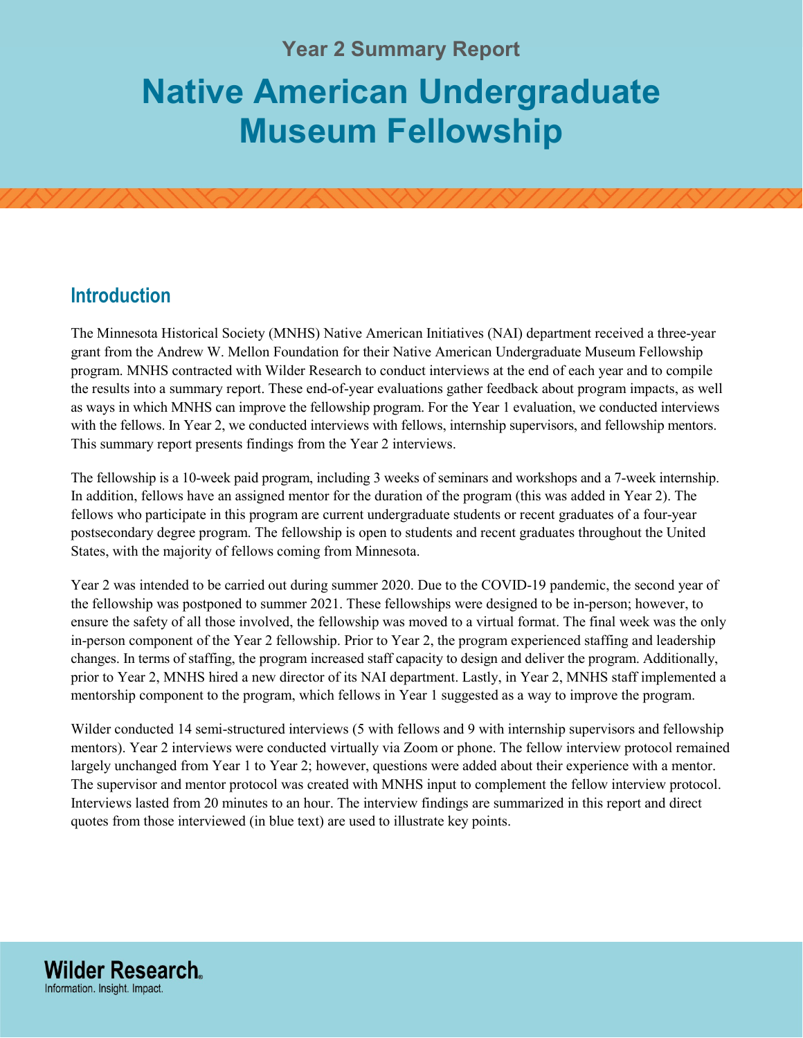Year 2 Summary Report

# Native American Undergraduate Museum Fellowship

## Introduction

The Minnesota Historical Society (MNHS) Native American Initiatives (NAI) department received a three-year grant from the Andrew W. Mellon Foundation for their Native American Undergraduate Museum Fellowship program. MNHS contracted with Wilder Research to conduct interviews at the end of each year and to compile the results into a summary report. These end-of-year evaluations gather feedback about program impacts, as well as ways in which MNHS can improve the fellowship program. For the Year 1 evaluation, we conducted interviews with the fellows. In Year 2, we conducted interviews with fellows, internship supervisors, and fellowship mentors. This summary report presents findings from the Year 2 interviews.

The fellowship is a 10-week paid program, including 3 weeks of seminars and workshops and a 7-week internship. In addition, fellows have an assigned mentor for the duration of the program (this was added in Year 2). The fellows who participate in this program are current undergraduate students or recent graduates of a four-year postsecondary degree program. The fellowship is open to students and recent graduates throughout the United States, with the majority of fellows coming from Minnesota.

Year 2 was intended to be carried out during summer 2020. Due to the COVID-19 pandemic, the second year of the fellowship was postponed to summer 2021. These fellowships were designed to be in-person; however, to ensure the safety of all those involved, the fellowship was moved to a virtual format. The final week was the only in-person component of the Year 2 fellowship. Prior to Year 2, the program experienced staffing and leadership changes. In terms of staffing, the program increased staff capacity to design and deliver the program. Additionally, prior to Year 2, MNHS hired a new director of its NAI department. Lastly, in Year 2, MNHS staff implemented a mentorship component to the program, which fellows in Year 1 suggested as a way to improve the program.

Wilder conducted 14 semi-structured interviews (5 with fellows and 9 with internship supervisors and fellowship mentors). Year 2 interviews were conducted virtually via Zoom or phone. The fellow interview protocol remained largely unchanged from Year 1 to Year 2; however, questions were added about their experience with a mentor. The supervisor and mentor protocol was created with MNHS input to complement the fellow interview protocol. Interviews lasted from 20 minutes to an hour. The interview findings are summarized in this report and direct quotes from those interviewed (in blue text) are used to illustrate key points.

**Wilder Research.**
Information. Insight. Impact.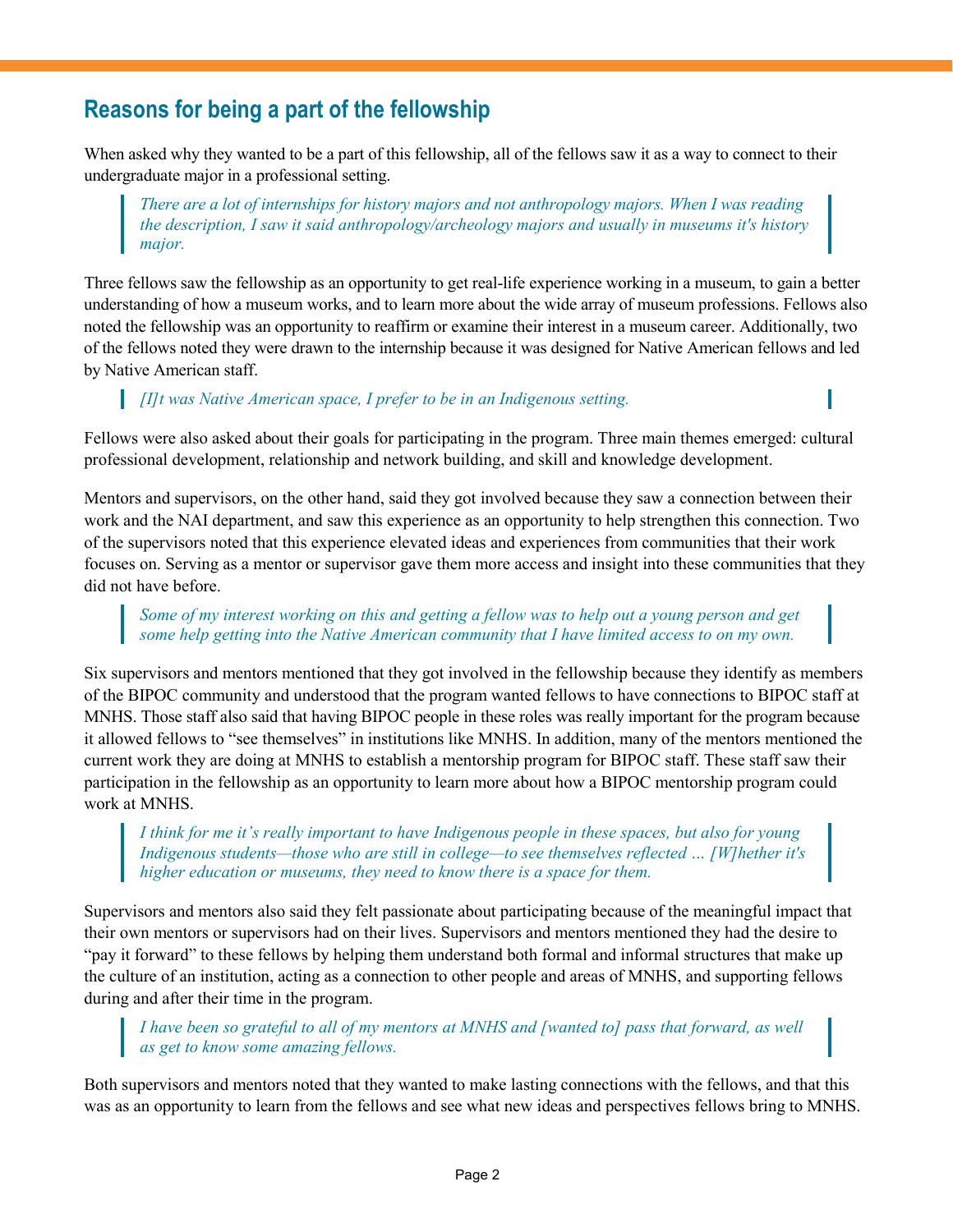## Reasons for being a part of the fellowship

When asked why they wanted to be a part of this fellowship, all of the fellows saw it as a way to connect to their undergraduate major in a professional setting.

> *There are a lot of internships for history majors and not anthropology majors. When I was reading the description, I saw it said anthropology/archeology majors and usually in museums it's history major.*

Three fellows saw the fellowship as an opportunity to get real-life experience working in a museum, to gain a better understanding of how a museum works, and to learn more about the wide array of museum professions. Fellows also noted the fellowship was an opportunity to reaffirm or examine their interest in a museum career. Additionally, two of the fellows noted they were drawn to the internship because it was designed for Native American fellows and led by Native American staff.

> *[I]t was Native American space, I prefer to be in an Indigenous setting.*

Fellows were also asked about their goals for participating in the program. Three main themes emerged: cultural professional development, relationship and network building, and skill and knowledge development.

Mentors and supervisors, on the other hand, said they got involved because they saw a connection between their work and the NAI department, and saw this experience as an opportunity to help strengthen this connection. Two of the supervisors noted that this experience elevated ideas and experiences from communities that their work focuses on. Serving as a mentor or supervisor gave them more access and insight into these communities that they did not have before.

> *Some of my interest working on this and getting a fellow was to help out a young person and get some help getting into the Native American community that I have limited access to on my own.*

Six supervisors and mentors mentioned that they got involved in the fellowship because they identify as members of the BIPOC community and understood that the program wanted fellows to have connections to BIPOC staff at MNHS. Those staff also said that having BIPOC people in these roles was really important for the program because it allowed fellows to "see themselves" in institutions like MNHS. In addition, many of the mentors mentioned the current work they are doing at MNHS to establish a mentorship program for BIPOC staff. These staff saw their participation in the fellowship as an opportunity to learn more about how a BIPOC mentorship program could work at MNHS.

> *I think for me it's really important to have Indigenous people in these spaces, but also for young Indigenous students—those who are still in college—to see themselves reflected … [W]hether it's higher education or museums, they need to know there is a space for them.*

Supervisors and mentors also said they felt passionate about participating because of the meaningful impact that their own mentors or supervisors had on their lives. Supervisors and mentors mentioned they had the desire to "pay it forward" to these fellows by helping them understand both formal and informal structures that make up the culture of an institution, acting as a connection to other people and areas of MNHS, and supporting fellows during and after their time in the program.

> *I have been so grateful to all of my mentors at MNHS and [wanted to] pass that forward, as well as get to know some amazing fellows.*

Both supervisors and mentors noted that they wanted to make lasting connections with the fellows, and that this was as an opportunity to learn from the fellows and see what new ideas and perspectives fellows bring to MNHS.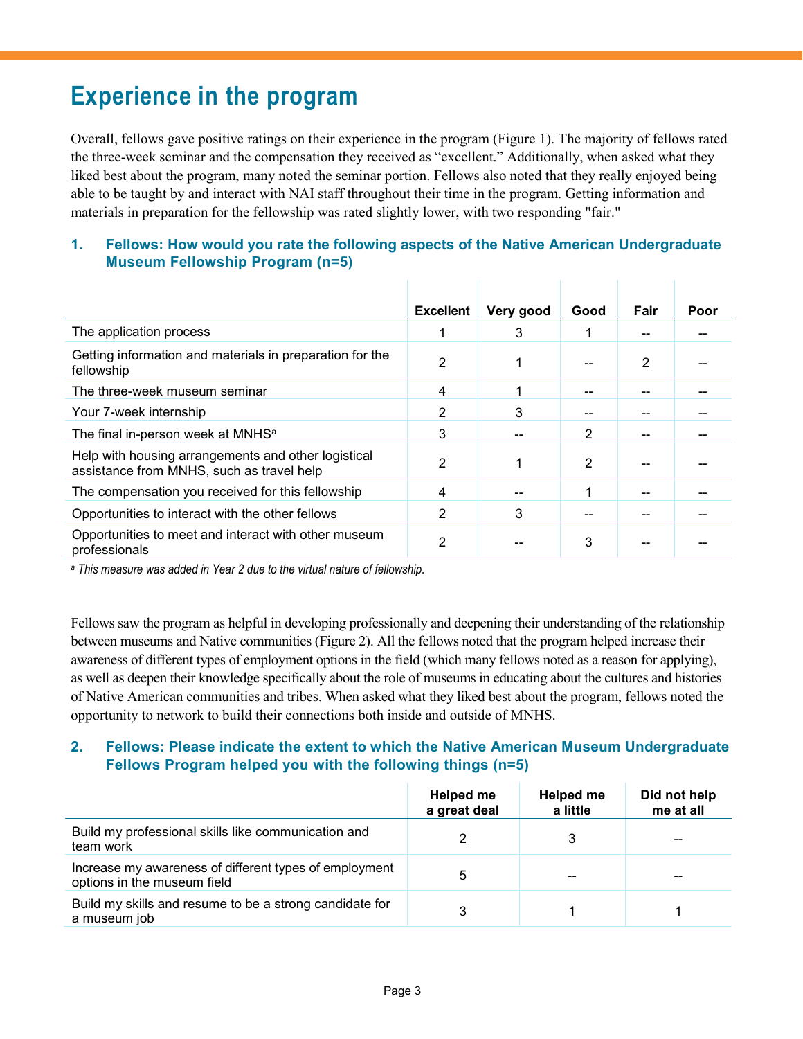# Experience in the program

Overall, fellows gave positive ratings on their experience in the program (Figure 1). The majority of fellows rated the three-week seminar and the compensation they received as "excellent." Additionally, when asked what they liked best about the program, many noted the seminar portion. Fellows also noted that they really enjoyed being able to be taught by and interact with NAI staff throughout their time in the program. Getting information and materials in preparation for the fellowship was rated slightly lower, with two responding "fair."

### 1. Fellows: How would you rate the following aspects of the Native American Undergraduate Museum Fellowship Program (n=5)

| | Excellent | Very good | Good | Fair | Poor |
|---|---|---|---|---|---|
| The application process | 1 | 3 | 1 | -- | -- |
| Getting information and materials in preparation for the fellowship | 2 | 1 | -- | 2 | -- |
| The three-week museum seminar | 4 | 1 | -- | -- | -- |
| Your 7-week internship | 2 | 3 | -- | -- | -- |
| The final in-person week at MNHS[a] | 3 | -- | 2 | -- | -- |
| Help with housing arrangements and other logistical assistance from MNHS, such as travel help | 2 | 1 | 2 | -- | -- |
| The compensation you received for this fellowship | 4 | -- | 1 | -- | -- |
| Opportunities to interact with the other fellows | 2 | 3 | -- | -- | -- |
| Opportunities to meet and interact with other museum professionals | 2 | -- | 3 | -- | -- |

*[a] This measure was added in Year 2 due to the virtual nature of fellowship.*

Fellows saw the program as helpful in developing professionally and deepening their understanding of the relationship between museums and Native communities (Figure 2). All the fellows noted that the program helped increase their awareness of different types of employment options in the field (which many fellows noted as a reason for applying), as well as deepen their knowledge specifically about the role of museums in educating about the cultures and histories of Native American communities and tribes. When asked what they liked best about the program, fellows noted the opportunity to network to build their connections both inside and outside of MNHS.

### 2. Fellows: Please indicate the extent to which the Native American Museum Undergraduate Fellows Program helped you with the following things (n=5)

| | Helped me a great deal | Helped me a little | Did not help me at all |
|---|---|---|---|
| Build my professional skills like communication and team work | 2 | 3 | -- |
| Increase my awareness of different types of employment options in the museum field | 5 | -- | -- |
| Build my skills and resume to be a strong candidate for a museum job | 3 | 1 | 1 |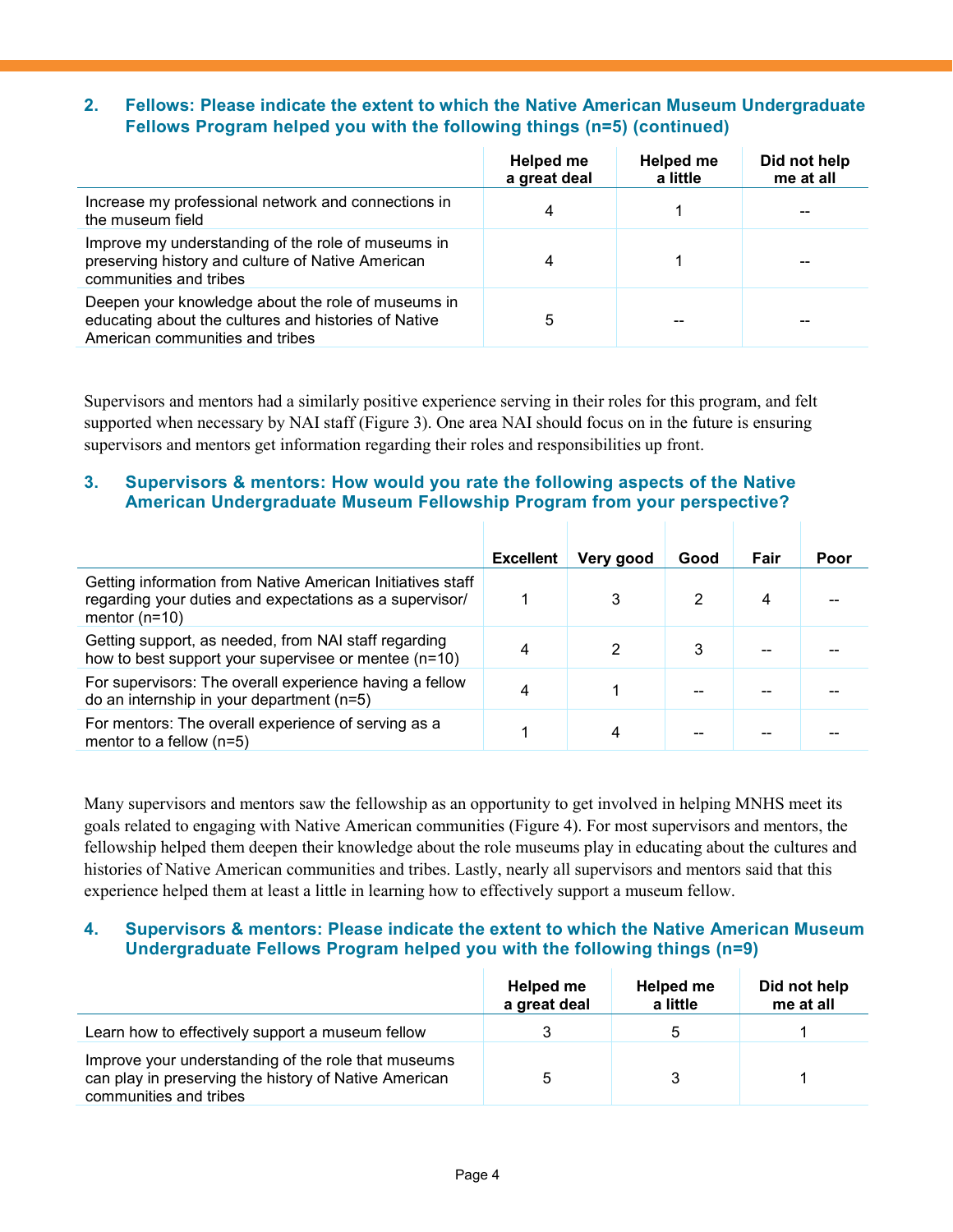### 2. Fellows: Please indicate the extent to which the Native American Museum Undergraduate Fellows Program helped you with the following things (n=5) (continued)

| | Helped me a great deal | Helped me a little | Did not help me at all |
|---|---|---|---|
| Increase my professional network and connections in the museum field | 4 | 1 | -- |
| Improve my understanding of the role of museums in preserving history and culture of Native American communities and tribes | 4 | 1 | -- |
| Deepen your knowledge about the role of museums in educating about the cultures and histories of Native American communities and tribes | 5 | -- | -- |

Supervisors and mentors had a similarly positive experience serving in their roles for this program, and felt supported when necessary by NAI staff (Figure 3). One area NAI should focus on in the future is ensuring supervisors and mentors get information regarding their roles and responsibilities up front.

### 3. Supervisors & mentors: How would you rate the following aspects of the Native American Undergraduate Museum Fellowship Program from your perspective?

| | Excellent | Very good | Good | Fair | Poor |
|---|---|---|---|---|---|
| Getting information from Native American Initiatives staff regarding your duties and expectations as a supervisor/ mentor (n=10) | 1 | 3 | 2 | 4 | -- |
| Getting support, as needed, from NAI staff regarding how to best support your supervisee or mentee (n=10) | 4 | 2 | 3 | -- | -- |
| For supervisors: The overall experience having a fellow do an internship in your department (n=5) | 4 | 1 | -- | -- | -- |
| For mentors: The overall experience of serving as a mentor to a fellow (n=5) | 1 | 4 | -- | -- | -- |

Many supervisors and mentors saw the fellowship as an opportunity to get involved in helping MNHS meet its goals related to engaging with Native American communities (Figure 4). For most supervisors and mentors, the fellowship helped them deepen their knowledge about the role museums play in educating about the cultures and histories of Native American communities and tribes. Lastly, nearly all supervisors and mentors said that this experience helped them at least a little in learning how to effectively support a museum fellow.

### 4. Supervisors & mentors: Please indicate the extent to which the Native American Museum Undergraduate Fellows Program helped you with the following things (n=9)

| | Helped me a great deal | Helped me a little | Did not help me at all |
|---|---|---|---|
| Learn how to effectively support a museum fellow | 3 | 5 | 1 |
| Improve your understanding of the role that museums can play in preserving the history of Native American communities and tribes | 5 | 3 | 1 |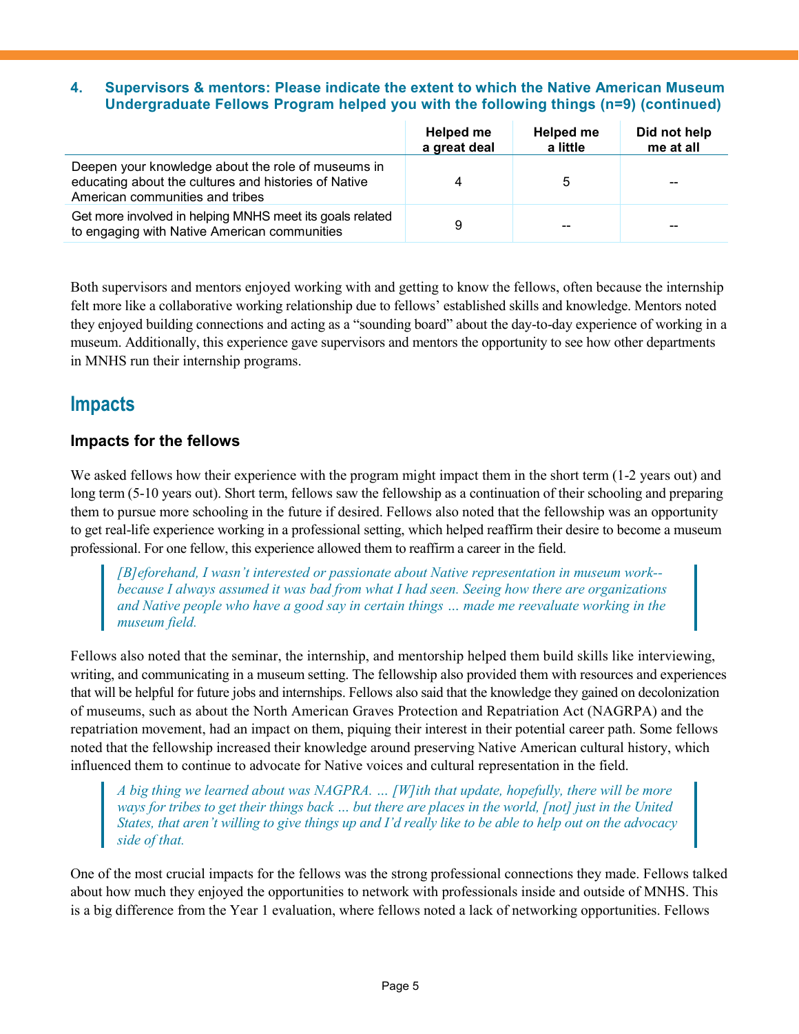**4. Supervisors & mentors: Please indicate the extent to which the Native American Museum Undergraduate Fellows Program helped you with the following things (n=9) (continued)**

| | Helped me a great deal | Helped me a little | Did not help me at all |
|---|---|---|---|
| Deepen your knowledge about the role of museums in educating about the cultures and histories of Native American communities and tribes | 4 | 5 | -- |
| Get more involved in helping MNHS meet its goals related to engaging with Native American communities | 9 | -- | -- |

Both supervisors and mentors enjoyed working with and getting to know the fellows, often because the internship felt more like a collaborative working relationship due to fellows' established skills and knowledge. Mentors noted they enjoyed building connections and acting as a "sounding board" about the day-to-day experience of working in a museum. Additionally, this experience gave supervisors and mentors the opportunity to see how other departments in MNHS run their internship programs.

## Impacts

### Impacts for the fellows

We asked fellows how their experience with the program might impact them in the short term (1-2 years out) and long term (5-10 years out). Short term, fellows saw the fellowship as a continuation of their schooling and preparing them to pursue more schooling in the future if desired. Fellows also noted that the fellowship was an opportunity to get real-life experience working in a professional setting, which helped reaffirm their desire to become a museum professional. For one fellow, this experience allowed them to reaffirm a career in the field.

> *[B]eforehand, I wasn't interested or passionate about Native representation in museum work--because I always assumed it was bad from what I had seen. Seeing how there are organizations and Native people who have a good say in certain things … made me reevaluate working in the museum field.*

Fellows also noted that the seminar, the internship, and mentorship helped them build skills like interviewing, writing, and communicating in a museum setting. The fellowship also provided them with resources and experiences that will be helpful for future jobs and internships. Fellows also said that the knowledge they gained on decolonization of museums, such as about the North American Graves Protection and Repatriation Act (NAGRPA) and the repatriation movement, had an impact on them, piquing their interest in their potential career path. Some fellows noted that the fellowship increased their knowledge around preserving Native American cultural history, which influenced them to continue to advocate for Native voices and cultural representation in the field.

> *A big thing we learned about was NAGPRA. … [W]ith that update, hopefully, there will be more ways for tribes to get their things back … but there are places in the world, [not] just in the United States, that aren't willing to give things up and I'd really like to be able to help out on the advocacy side of that.*

One of the most crucial impacts for the fellows was the strong professional connections they made. Fellows talked about how much they enjoyed the opportunities to network with professionals inside and outside of MNHS. This is a big difference from the Year 1 evaluation, where fellows noted a lack of networking opportunities. Fellows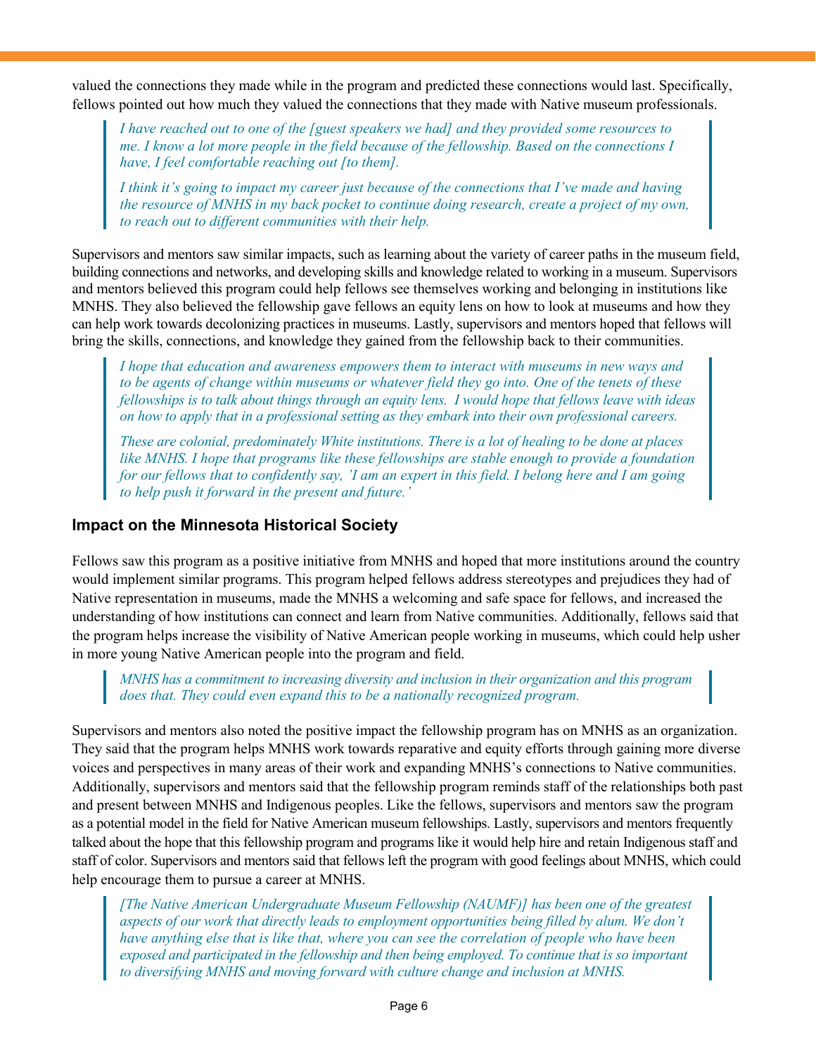valued the connections they made while in the program and predicted these connections would last. Specifically, fellows pointed out how much they valued the connections that they made with Native museum professionals.

> *I have reached out to one of the [guest speakers we had] and they provided some resources to me. I know a lot more people in the field because of the fellowship. Based on the connections I have, I feel comfortable reaching out [to them].*
>
> *I think it's going to impact my career just because of the connections that I've made and having the resource of MNHS in my back pocket to continue doing research, create a project of my own, to reach out to different communities with their help.*

Supervisors and mentors saw similar impacts, such as learning about the variety of career paths in the museum field, building connections and networks, and developing skills and knowledge related to working in a museum. Supervisors and mentors believed this program could help fellows see themselves working and belonging in institutions like MNHS. They also believed the fellowship gave fellows an equity lens on how to look at museums and how they can help work towards decolonizing practices in museums. Lastly, supervisors and mentors hoped that fellows will bring the skills, connections, and knowledge they gained from the fellowship back to their communities.

> *I hope that education and awareness empowers them to interact with museums in new ways and to be agents of change within museums or whatever field they go into. One of the tenets of these fellowships is to talk about things through an equity lens. I would hope that fellows leave with ideas on how to apply that in a professional setting as they embark into their own professional careers.*
>
> *These are colonial, predominately White institutions. There is a lot of healing to be done at places like MNHS. I hope that programs like these fellowships are stable enough to provide a foundation for our fellows that to confidently say, 'I am an expert in this field. I belong here and I am going to help push it forward in the present and future.'*

### Impact on the Minnesota Historical Society

Fellows saw this program as a positive initiative from MNHS and hoped that more institutions around the country would implement similar programs. This program helped fellows address stereotypes and prejudices they had of Native representation in museums, made the MNHS a welcoming and safe space for fellows, and increased the understanding of how institutions can connect and learn from Native communities. Additionally, fellows said that the program helps increase the visibility of Native American people working in museums, which could help usher in more young Native American people into the program and field.

> *MNHS has a commitment to increasing diversity and inclusion in their organization and this program does that. They could even expand this to be a nationally recognized program.*

Supervisors and mentors also noted the positive impact the fellowship program has on MNHS as an organization. They said that the program helps MNHS work towards reparative and equity efforts through gaining more diverse voices and perspectives in many areas of their work and expanding MNHS's connections to Native communities. Additionally, supervisors and mentors said that the fellowship program reminds staff of the relationships both past and present between MNHS and Indigenous peoples. Like the fellows, supervisors and mentors saw the program as a potential model in the field for Native American museum fellowships. Lastly, supervisors and mentors frequently talked about the hope that this fellowship program and programs like it would help hire and retain Indigenous staff and staff of color. Supervisors and mentors said that fellows left the program with good feelings about MNHS, which could help encourage them to pursue a career at MNHS.

> *[The Native American Undergraduate Museum Fellowship (NAUMF)] has been one of the greatest aspects of our work that directly leads to employment opportunities being filled by alum. We don't have anything else that is like that, where you can see the correlation of people who have been exposed and participated in the fellowship and then being employed. To continue that is so important to diversifying MNHS and moving forward with culture change and inclusion at MNHS.*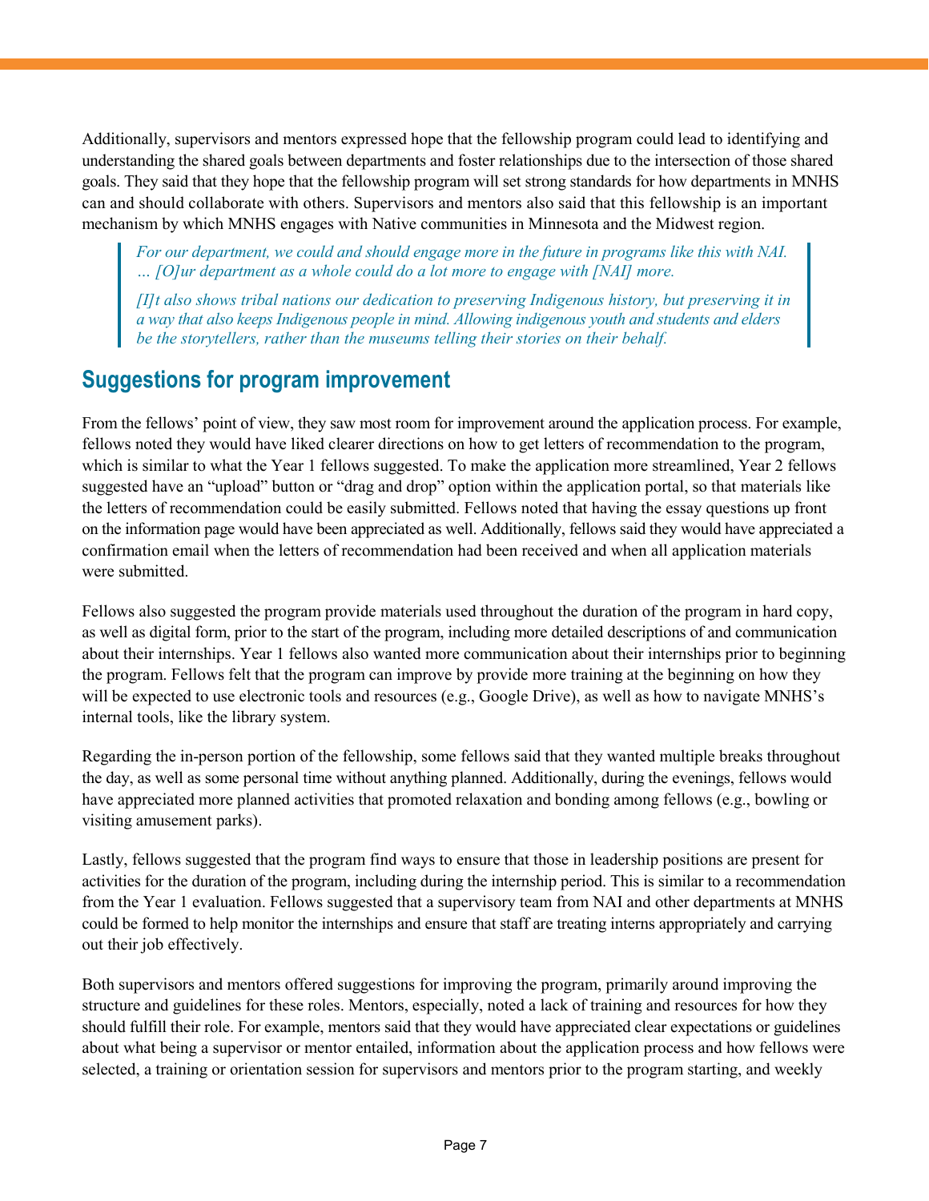Additionally, supervisors and mentors expressed hope that the fellowship program could lead to identifying and understanding the shared goals between departments and foster relationships due to the intersection of those shared goals. They said that they hope that the fellowship program will set strong standards for how departments in MNHS can and should collaborate with others. Supervisors and mentors also said that this fellowship is an important mechanism by which MNHS engages with Native communities in Minnesota and the Midwest region.

> *For our department, we could and should engage more in the future in programs like this with NAI. … [O]ur department as a whole could do a lot more to engage with [NAI] more.*
>
> *[I]t also shows tribal nations our dedication to preserving Indigenous history, but preserving it in a way that also keeps Indigenous people in mind. Allowing indigenous youth and students and elders be the storytellers, rather than the museums telling their stories on their behalf.*

## Suggestions for program improvement

From the fellows' point of view, they saw most room for improvement around the application process. For example, fellows noted they would have liked clearer directions on how to get letters of recommendation to the program, which is similar to what the Year 1 fellows suggested. To make the application more streamlined, Year 2 fellows suggested have an "upload" button or "drag and drop" option within the application portal, so that materials like the letters of recommendation could be easily submitted. Fellows noted that having the essay questions up front on the information page would have been appreciated as well. Additionally, fellows said they would have appreciated a confirmation email when the letters of recommendation had been received and when all application materials were submitted.

Fellows also suggested the program provide materials used throughout the duration of the program in hard copy, as well as digital form, prior to the start of the program, including more detailed descriptions of and communication about their internships. Year 1 fellows also wanted more communication about their internships prior to beginning the program. Fellows felt that the program can improve by provide more training at the beginning on how they will be expected to use electronic tools and resources (e.g., Google Drive), as well as how to navigate MNHS's internal tools, like the library system.

Regarding the in-person portion of the fellowship, some fellows said that they wanted multiple breaks throughout the day, as well as some personal time without anything planned. Additionally, during the evenings, fellows would have appreciated more planned activities that promoted relaxation and bonding among fellows (e.g., bowling or visiting amusement parks).

Lastly, fellows suggested that the program find ways to ensure that those in leadership positions are present for activities for the duration of the program, including during the internship period. This is similar to a recommendation from the Year 1 evaluation. Fellows suggested that a supervisory team from NAI and other departments at MNHS could be formed to help monitor the internships and ensure that staff are treating interns appropriately and carrying out their job effectively.

Both supervisors and mentors offered suggestions for improving the program, primarily around improving the structure and guidelines for these roles. Mentors, especially, noted a lack of training and resources for how they should fulfill their role. For example, mentors said that they would have appreciated clear expectations or guidelines about what being a supervisor or mentor entailed, information about the application process and how fellows were selected, a training or orientation session for supervisors and mentors prior to the program starting, and weekly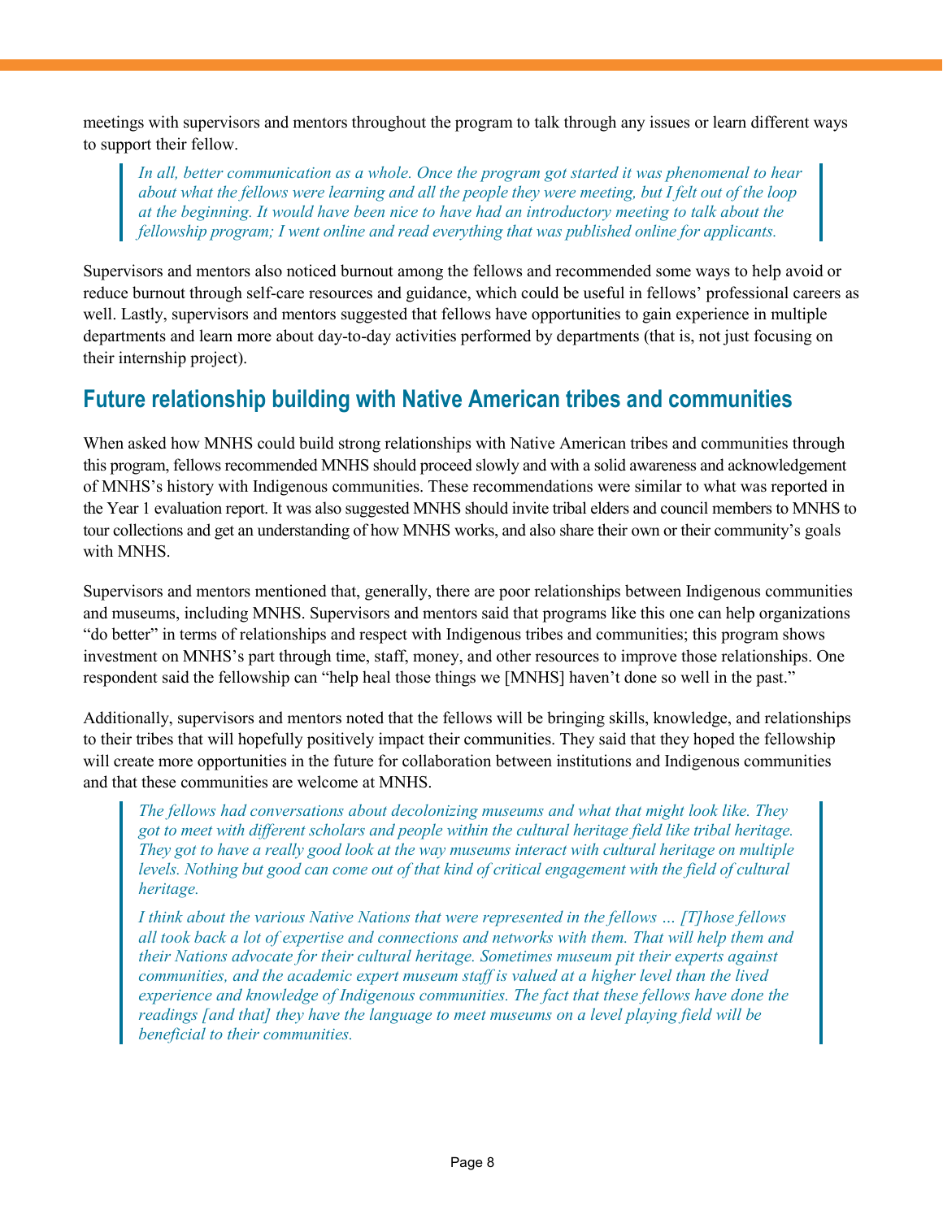meetings with supervisors and mentors throughout the program to talk through any issues or learn different ways to support their fellow.

> *In all, better communication as a whole. Once the program got started it was phenomenal to hear about what the fellows were learning and all the people they were meeting, but I felt out of the loop at the beginning. It would have been nice to have had an introductory meeting to talk about the fellowship program; I went online and read everything that was published online for applicants.*

Supervisors and mentors also noticed burnout among the fellows and recommended some ways to help avoid or reduce burnout through self-care resources and guidance, which could be useful in fellows' professional careers as well. Lastly, supervisors and mentors suggested that fellows have opportunities to gain experience in multiple departments and learn more about day-to-day activities performed by departments (that is, not just focusing on their internship project).

## Future relationship building with Native American tribes and communities

When asked how MNHS could build strong relationships with Native American tribes and communities through this program, fellows recommended MNHS should proceed slowly and with a solid awareness and acknowledgement of MNHS's history with Indigenous communities. These recommendations were similar to what was reported in the Year 1 evaluation report. It was also suggested MNHS should invite tribal elders and council members to MNHS to tour collections and get an understanding of how MNHS works, and also share their own or their community's goals with MNHS.

Supervisors and mentors mentioned that, generally, there are poor relationships between Indigenous communities and museums, including MNHS. Supervisors and mentors said that programs like this one can help organizations "do better" in terms of relationships and respect with Indigenous tribes and communities; this program shows investment on MNHS's part through time, staff, money, and other resources to improve those relationships. One respondent said the fellowship can "help heal those things we [MNHS] haven't done so well in the past."

Additionally, supervisors and mentors noted that the fellows will be bringing skills, knowledge, and relationships to their tribes that will hopefully positively impact their communities. They said that they hoped the fellowship will create more opportunities in the future for collaboration between institutions and Indigenous communities and that these communities are welcome at MNHS.

> *The fellows had conversations about decolonizing museums and what that might look like. They got to meet with different scholars and people within the cultural heritage field like tribal heritage. They got to have a really good look at the way museums interact with cultural heritage on multiple levels. Nothing but good can come out of that kind of critical engagement with the field of cultural heritage.*
>
> *I think about the various Native Nations that were represented in the fellows … [T]hose fellows all took back a lot of expertise and connections and networks with them. That will help them and their Nations advocate for their cultural heritage. Sometimes museum pit their experts against communities, and the academic expert museum staff is valued at a higher level than the lived experience and knowledge of Indigenous communities. The fact that these fellows have done the readings [and that] they have the language to meet museums on a level playing field will be beneficial to their communities.*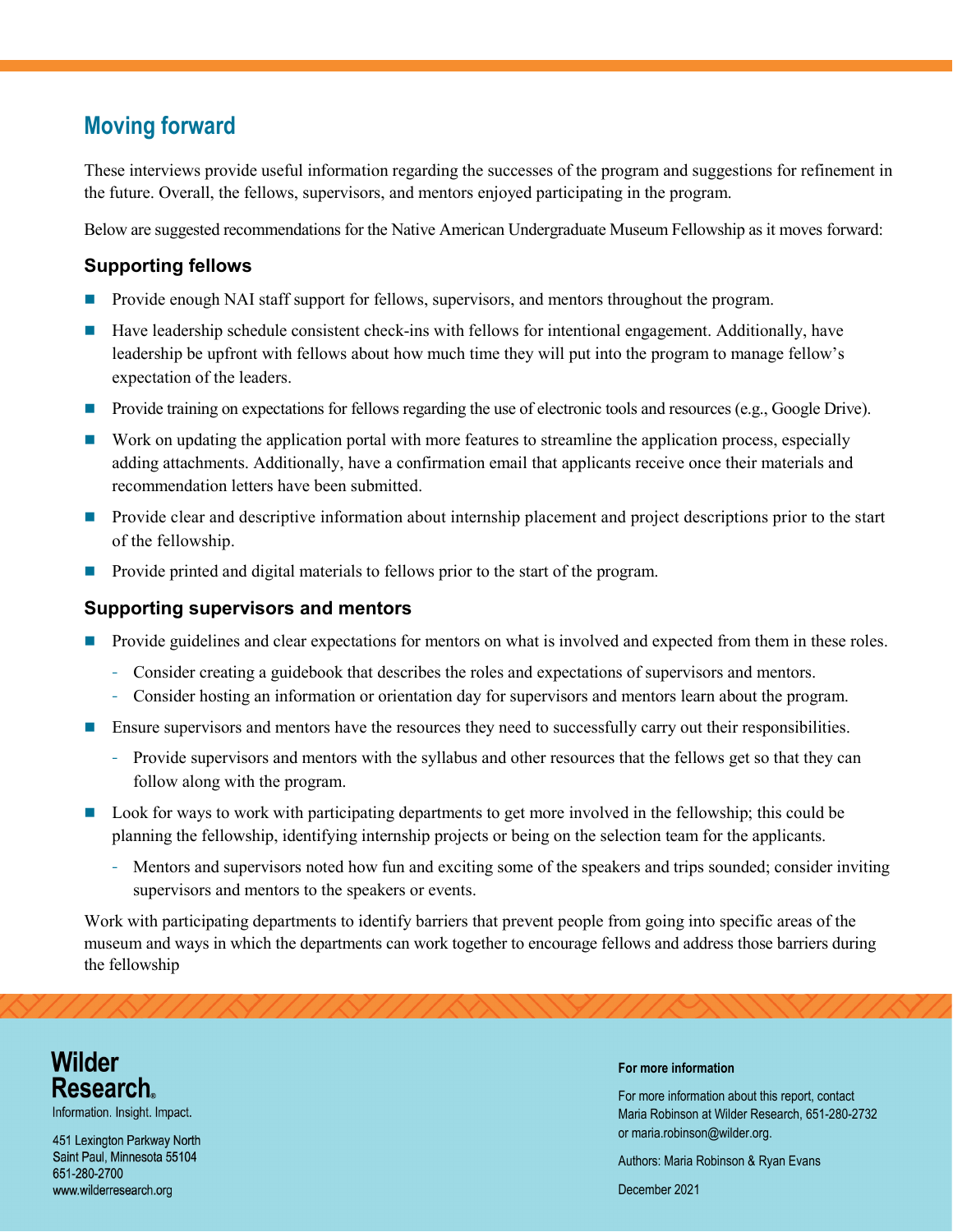## Moving forward

These interviews provide useful information regarding the successes of the program and suggestions for refinement in the future. Overall, the fellows, supervisors, and mentors enjoyed participating in the program.

Below are suggested recommendations for the Native American Undergraduate Museum Fellowship as it moves forward:

### Supporting fellows

- Provide enough NAI staff support for fellows, supervisors, and mentors throughout the program.
- Have leadership schedule consistent check-ins with fellows for intentional engagement. Additionally, have leadership be upfront with fellows about how much time they will put into the program to manage fellow's expectation of the leaders.
- Provide training on expectations for fellows regarding the use of electronic tools and resources (e.g., Google Drive).
- Work on updating the application portal with more features to streamline the application process, especially adding attachments. Additionally, have a confirmation email that applicants receive once their materials and recommendation letters have been submitted.
- Provide clear and descriptive information about internship placement and project descriptions prior to the start of the fellowship.
- Provide printed and digital materials to fellows prior to the start of the program.

### Supporting supervisors and mentors

- Provide guidelines and clear expectations for mentors on what is involved and expected from them in these roles.
  - Consider creating a guidebook that describes the roles and expectations of supervisors and mentors.
  - Consider hosting an information or orientation day for supervisors and mentors learn about the program.
- Ensure supervisors and mentors have the resources they need to successfully carry out their responsibilities.
  - Provide supervisors and mentors with the syllabus and other resources that the fellows get so that they can follow along with the program.
- Look for ways to work with participating departments to get more involved in the fellowship; this could be planning the fellowship, identifying internship projects or being on the selection team for the applicants.
  - Mentors and supervisors noted how fun and exciting some of the speakers and trips sounded; consider inviting supervisors and mentors to the speakers or events.

Work with participating departments to identify barriers that prevent people from going into specific areas of the museum and ways in which the departments can work together to encourage fellows and address those barriers during the fellowship

**Wilder Research**
Information. Insight. Impact.

451 Lexington Parkway North
Saint Paul, Minnesota 55104
651-280-2700
www.wilderresearch.org

**For more information**

For more information about this report, contact Maria Robinson at Wilder Research, 651-280-2732 or maria.robinson@wilder.org.

Authors: Maria Robinson & Ryan Evans

December 2021